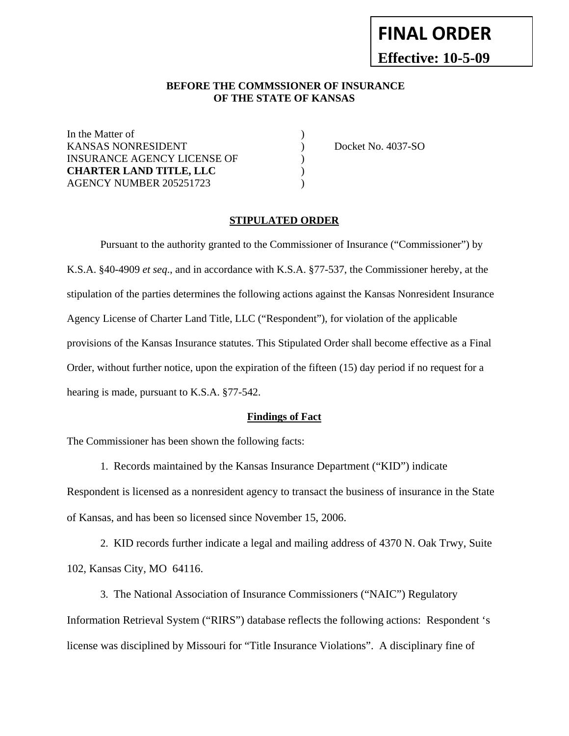**FINAL ORDER**

**Effective: 10-5-09**

**BEFORE THE COMMSSIONER OF INSURANCE**
**OF THE STATE OF KANSAS**

| | | |
|---|---|---|
| In the Matter of | ) | |
| KANSAS NONRESIDENT | ) | Docket No. 4037-SO |
| INSURANCE AGENCY LICENSE OF | ) | |
| **CHARTER LAND TITLE, LLC** | ) | |
| AGENCY NUMBER 205251723 | ) | |

**STIPULATED ORDER**

Pursuant to the authority granted to the Commissioner of Insurance ("Commissioner") by K.S.A. §40-4909 *et seq*., and in accordance with K.S.A. §77-537, the Commissioner hereby, at the stipulation of the parties determines the following actions against the Kansas Nonresident Insurance Agency License of Charter Land Title, LLC ("Respondent"), for violation of the applicable provisions of the Kansas Insurance statutes. This Stipulated Order shall become effective as a Final Order, without further notice, upon the expiration of the fifteen (15) day period if no request for a hearing is made, pursuant to K.S.A. §77-542.

**Findings of Fact**

The Commissioner has been shown the following facts:

1. Records maintained by the Kansas Insurance Department ("KID") indicate Respondent is licensed as a nonresident agency to transact the business of insurance in the State of Kansas, and has been so licensed since November 15, 2006.

2. KID records further indicate a legal and mailing address of 4370 N. Oak Trwy, Suite 102, Kansas City, MO 64116.

3. The National Association of Insurance Commissioners ("NAIC") Regulatory Information Retrieval System ("RIRS") database reflects the following actions: Respondent 's license was disciplined by Missouri for "Title Insurance Violations". A disciplinary fine of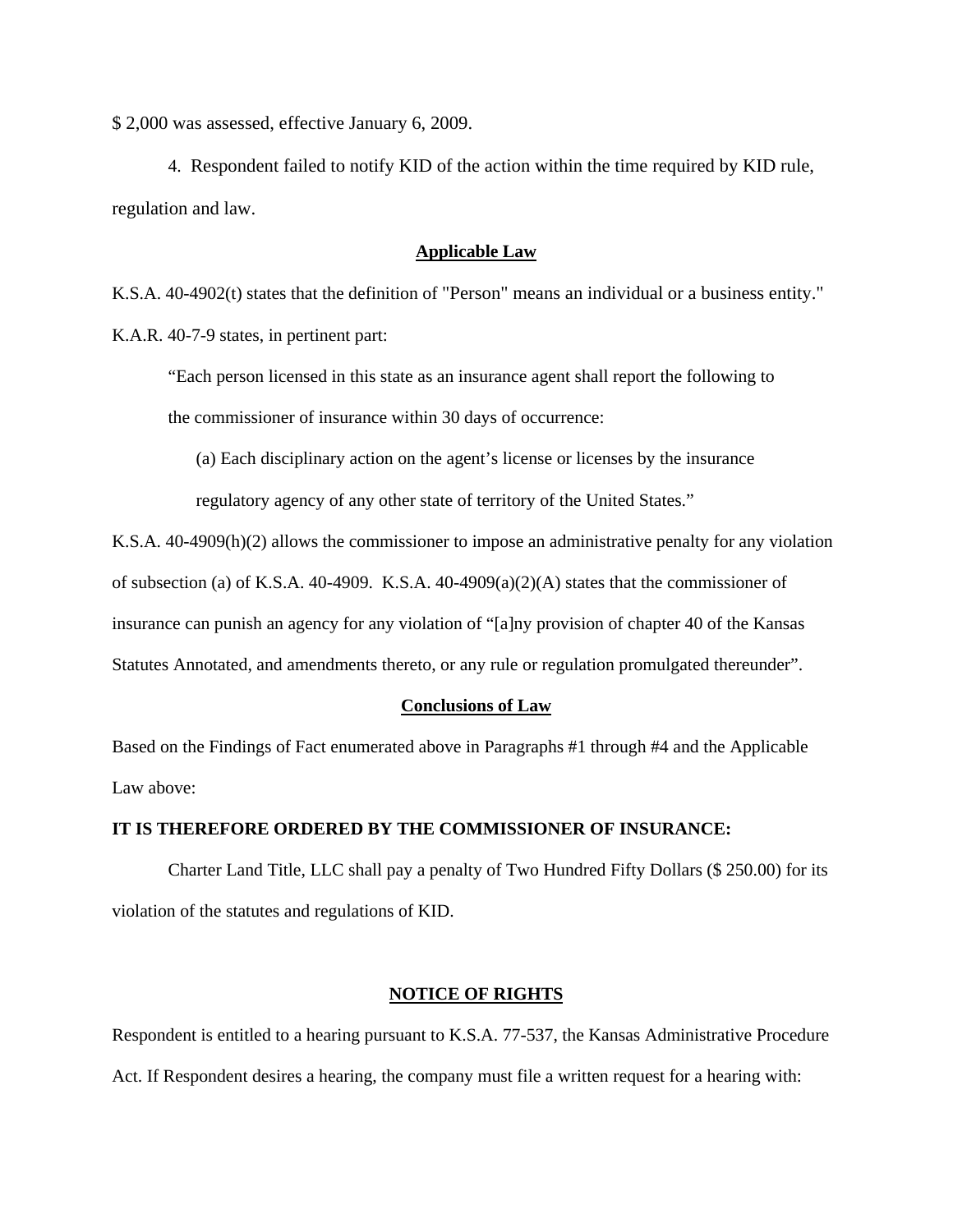$ 2,000 was assessed, effective January 6, 2009.

4. Respondent failed to notify KID of the action within the time required by KID rule, regulation and law.

## Applicable Law

K.S.A. 40-4902(t) states that the definition of "Person" means an individual or a business entity."

K.A.R. 40-7-9 states, in pertinent part:

> "Each person licensed in this state as an insurance agent shall report the following to the commissioner of insurance within 30 days of occurrence:
>
> (a) Each disciplinary action on the agent's license or licenses by the insurance regulatory agency of any other state of territory of the United States."

K.S.A. 40-4909(h)(2) allows the commissioner to impose an administrative penalty for any violation of subsection (a) of K.S.A. 40-4909. K.S.A. 40-4909(a)(2)(A) states that the commissioner of insurance can punish an agency for any violation of "[a]ny provision of chapter 40 of the Kansas Statutes Annotated, and amendments thereto, or any rule or regulation promulgated thereunder".

## Conclusions of Law

Based on the Findings of Fact enumerated above in Paragraphs #1 through #4 and the Applicable Law above:

**IT IS THEREFORE ORDERED BY THE COMMISSIONER OF INSURANCE:**

Charter Land Title, LLC shall pay a penalty of Two Hundred Fifty Dollars ($ 250.00) for its violation of the statutes and regulations of KID.

## NOTICE OF RIGHTS

Respondent is entitled to a hearing pursuant to K.S.A. 77-537, the Kansas Administrative Procedure Act. If Respondent desires a hearing, the company must file a written request for a hearing with: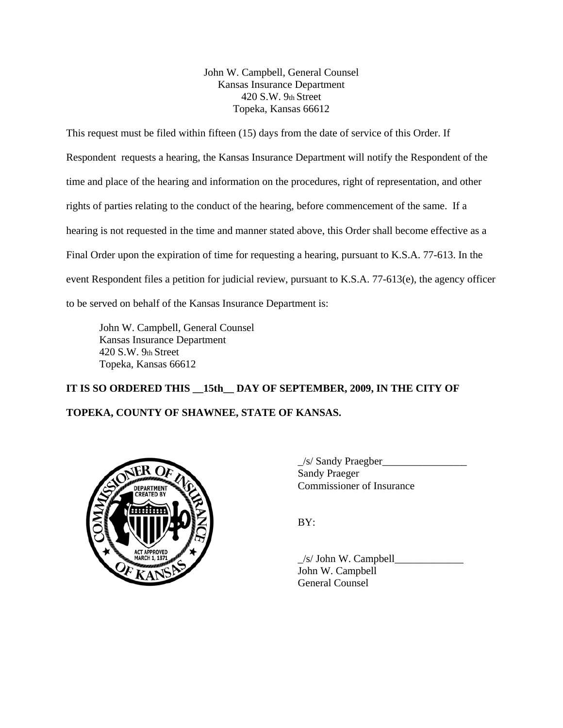John W. Campbell, General Counsel
Kansas Insurance Department
420 S.W. 9th Street
Topeka, Kansas 66612

This request must be filed within fifteen (15) days from the date of service of this Order. If Respondent requests a hearing, the Kansas Insurance Department will notify the Respondent of the time and place of the hearing and information on the procedures, right of representation, and other rights of parties relating to the conduct of the hearing, before commencement of the same. If a hearing is not requested in the time and manner stated above, this Order shall become effective as a Final Order upon the expiration of time for requesting a hearing, pursuant to K.S.A. 77-613. In the event Respondent files a petition for judicial review, pursuant to K.S.A. 77-613(e), the agency officer to be served on behalf of the Kansas Insurance Department is:

John W. Campbell, General Counsel
Kansas Insurance Department
420 S.W. 9th Street
Topeka, Kansas 66612

**IT IS SO ORDERED THIS __15th__ DAY OF SEPTEMBER, 2009, IN THE CITY OF TOPEKA, COUNTY OF SHAWNEE, STATE OF KANSAS.**

_/s/ Sandy Praegber________________
Sandy Praeger
Commissioner of Insurance

BY:

_/s/ John W. Campbell_____________
John W. Campbell
General Counsel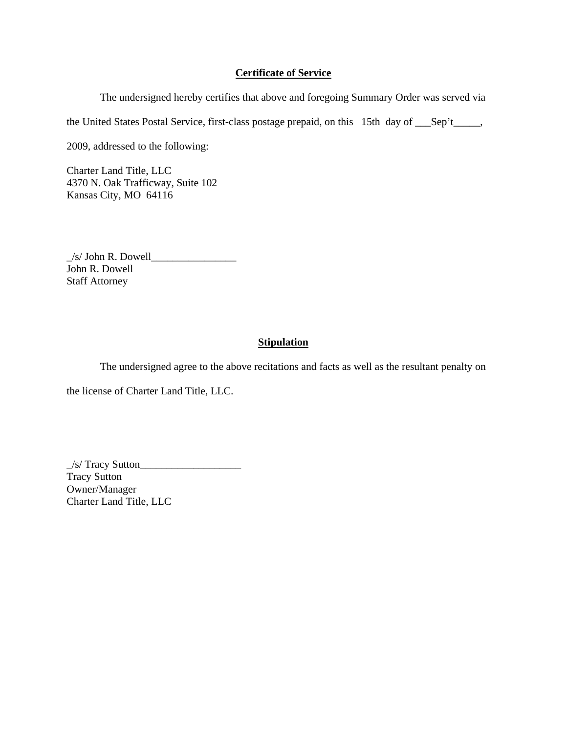**Certificate of Service**

The undersigned hereby certifies that above and foregoing Summary Order was served via the United States Postal Service, first-class postage prepaid, on this 15th day of ___Sep't_____, 2009, addressed to the following:

Charter Land Title, LLC
4370 N. Oak Trafficway, Suite 102
Kansas City, MO 64116

_/s/ John R. Dowell________________
John R. Dowell
Staff Attorney

**Stipulation**

The undersigned agree to the above recitations and facts as well as the resultant penalty on the license of Charter Land Title, LLC.

_/s/ Tracy Sutton___________________
Tracy Sutton
Owner/Manager
Charter Land Title, LLC